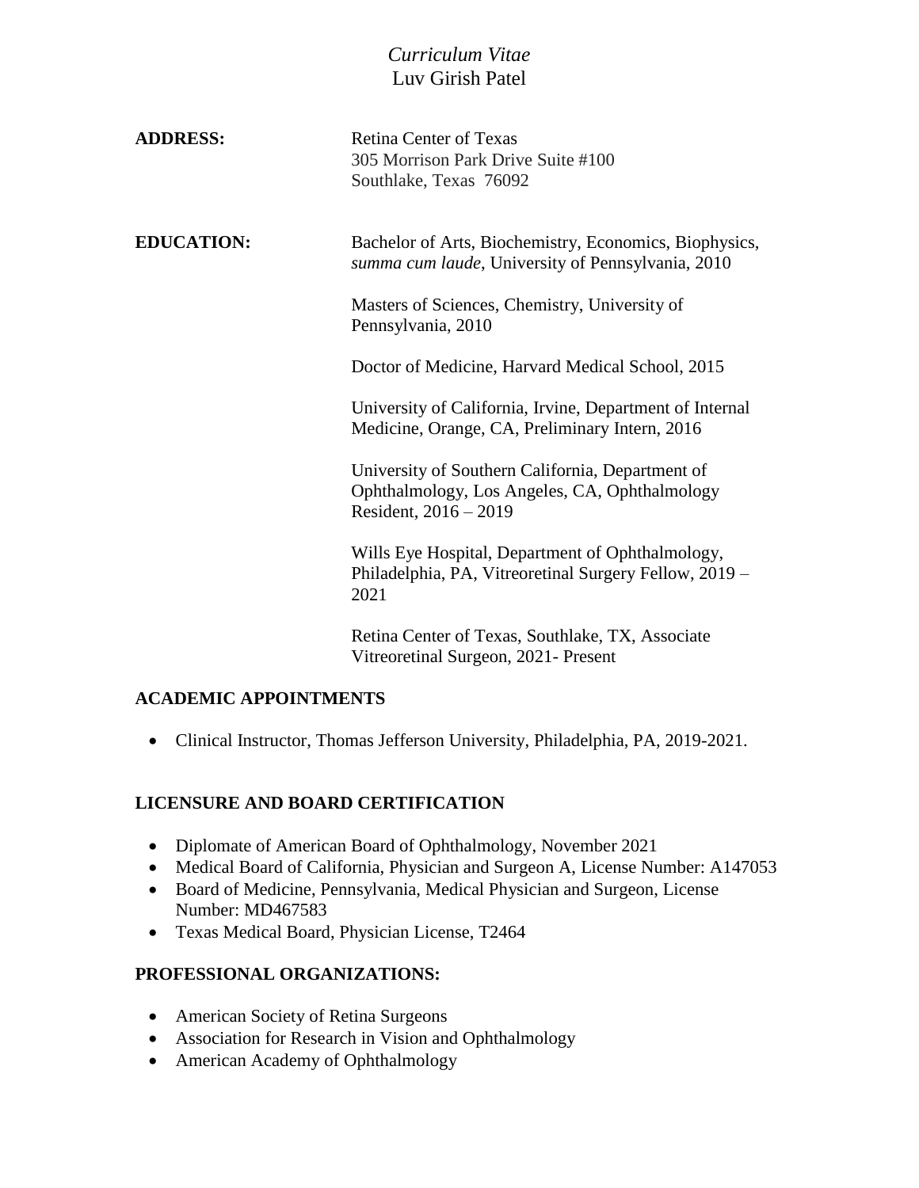*Curriculum Vitae*
Luv Girish Patel

**ADDRESS:**

Retina Center of Texas
305 Morrison Park Drive Suite #100
Southlake, Texas 76092

**EDUCATION:**

Bachelor of Arts, Biochemistry, Economics, Biophysics, *summa cum laude*, University of Pennsylvania, 2010

Masters of Sciences, Chemistry, University of Pennsylvania, 2010

Doctor of Medicine, Harvard Medical School, 2015

University of California, Irvine, Department of Internal Medicine, Orange, CA, Preliminary Intern, 2016

University of Southern California, Department of Ophthalmology, Los Angeles, CA, Ophthalmology Resident, 2016 – 2019

Wills Eye Hospital, Department of Ophthalmology, Philadelphia, PA, Vitreoretinal Surgery Fellow, 2019 – 2021

Retina Center of Texas, Southlake, TX, Associate Vitreoretinal Surgeon, 2021- Present

## ACADEMIC APPOINTMENTS

- Clinical Instructor, Thomas Jefferson University, Philadelphia, PA, 2019-2021.

## LICENSURE AND BOARD CERTIFICATION

- Diplomate of American Board of Ophthalmology, November 2021
- Medical Board of California, Physician and Surgeon A, License Number: A147053
- Board of Medicine, Pennsylvania, Medical Physician and Surgeon, License Number: MD467583
- Texas Medical Board, Physician License, T2464

## PROFESSIONAL ORGANIZATIONS:

- American Society of Retina Surgeons
- Association for Research in Vision and Ophthalmology
- American Academy of Ophthalmology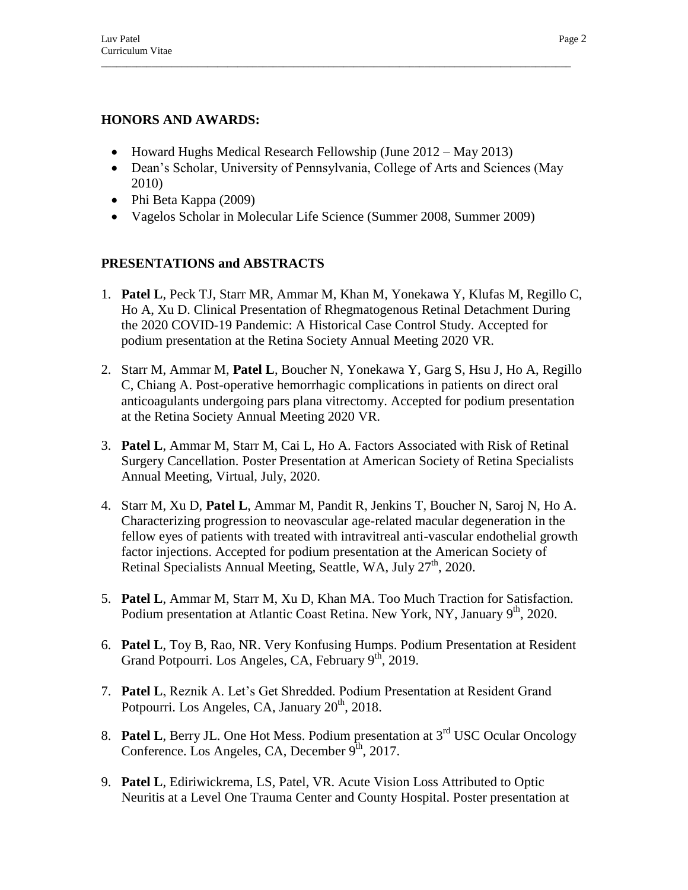## HONORS AND AWARDS:

- Howard Hughs Medical Research Fellowship (June 2012 – May 2013)
- Dean's Scholar, University of Pennsylvania, College of Arts and Sciences (May 2010)
- Phi Beta Kappa (2009)
- Vagelos Scholar in Molecular Life Science (Summer 2008, Summer 2009)

## PRESENTATIONS and ABSTRACTS

1. **Patel L**, Peck TJ, Starr MR, Ammar M, Khan M, Yonekawa Y, Klufas M, Regillo C, Ho A, Xu D. Clinical Presentation of Rhegmatogenous Retinal Detachment During the 2020 COVID-19 Pandemic: A Historical Case Control Study. Accepted for podium presentation at the Retina Society Annual Meeting 2020 VR.

2. Starr M, Ammar M, **Patel L**, Boucher N, Yonekawa Y, Garg S, Hsu J, Ho A, Regillo C, Chiang A. Post-operative hemorrhagic complications in patients on direct oral anticoagulants undergoing pars plana vitrectomy. Accepted for podium presentation at the Retina Society Annual Meeting 2020 VR.

3. **Patel L**, Ammar M, Starr M, Cai L, Ho A. Factors Associated with Risk of Retinal Surgery Cancellation. Poster Presentation at American Society of Retina Specialists Annual Meeting, Virtual, July, 2020.

4. Starr M, Xu D, **Patel L**, Ammar M, Pandit R, Jenkins T, Boucher N, Saroj N, Ho A. Characterizing progression to neovascular age-related macular degeneration in the fellow eyes of patients with treated with intravitreal anti-vascular endothelial growth factor injections. Accepted for podium presentation at the American Society of Retinal Specialists Annual Meeting, Seattle, WA, July 27th, 2020.

5. **Patel L**, Ammar M, Starr M, Xu D, Khan MA. Too Much Traction for Satisfaction. Podium presentation at Atlantic Coast Retina. New York, NY, January 9th, 2020.

6. **Patel L**, Toy B, Rao, NR. Very Konfusing Humps. Podium Presentation at Resident Grand Potpourri. Los Angeles, CA, February 9th, 2019.

7. **Patel L**, Reznik A. Let's Get Shredded. Podium Presentation at Resident Grand Potpourri. Los Angeles, CA, January 20th, 2018.

8. **Patel L**, Berry JL. One Hot Mess. Podium presentation at 3rd USC Ocular Oncology Conference. Los Angeles, CA, December 9th, 2017.

9. **Patel L**, Ediriwickrema, LS, Patel, VR. Acute Vision Loss Attributed to Optic Neuritis at a Level One Trauma Center and County Hospital. Poster presentation at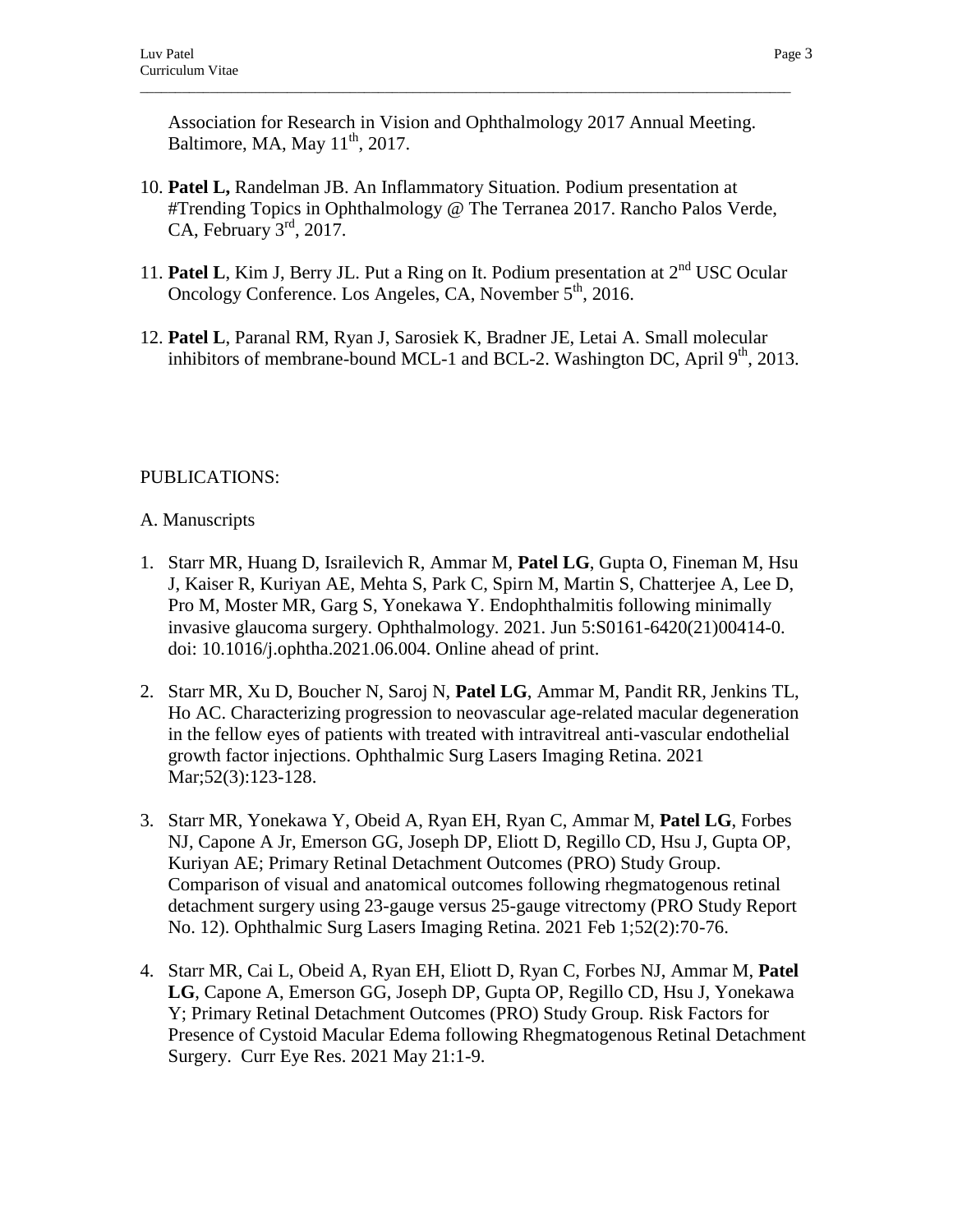Association for Research in Vision and Ophthalmology 2017 Annual Meeting. Baltimore, MA, May 11th, 2017.

10. **Patel L,** Randelman JB. An Inflammatory Situation. Podium presentation at #Trending Topics in Ophthalmology @ The Terranea 2017. Rancho Palos Verde, CA, February 3rd, 2017.

11. **Patel L**, Kim J, Berry JL. Put a Ring on It. Podium presentation at 2nd USC Ocular Oncology Conference. Los Angeles, CA, November 5th, 2016.

12. **Patel L**, Paranal RM, Ryan J, Sarosiek K, Bradner JE, Letai A. Small molecular inhibitors of membrane-bound MCL-1 and BCL-2. Washington DC, April 9th, 2013.

PUBLICATIONS:

A. Manuscripts

1. Starr MR, Huang D, Israilevich R, Ammar M, **Patel LG**, Gupta O, Fineman M, Hsu J, Kaiser R, Kuriyan AE, Mehta S, Park C, Spirn M, Martin S, Chatterjee A, Lee D, Pro M, Moster MR, Garg S, Yonekawa Y. Endophthalmitis following minimally invasive glaucoma surgery. Ophthalmology. 2021. Jun 5:S0161-6420(21)00414-0. doi: 10.1016/j.ophtha.2021.06.004. Online ahead of print.

2. Starr MR, Xu D, Boucher N, Saroj N, **Patel LG**, Ammar M, Pandit RR, Jenkins TL, Ho AC. Characterizing progression to neovascular age-related macular degeneration in the fellow eyes of patients with treated with intravitreal anti-vascular endothelial growth factor injections. Ophthalmic Surg Lasers Imaging Retina. 2021 Mar;52(3):123-128.

3. Starr MR, Yonekawa Y, Obeid A, Ryan EH, Ryan C, Ammar M, **Patel LG**, Forbes NJ, Capone A Jr, Emerson GG, Joseph DP, Eliott D, Regillo CD, Hsu J, Gupta OP, Kuriyan AE; Primary Retinal Detachment Outcomes (PRO) Study Group. Comparison of visual and anatomical outcomes following rhegmatogenous retinal detachment surgery using 23-gauge versus 25-gauge vitrectomy (PRO Study Report No. 12). Ophthalmic Surg Lasers Imaging Retina. 2021 Feb 1;52(2):70-76.

4. Starr MR, Cai L, Obeid A, Ryan EH, Eliott D, Ryan C, Forbes NJ, Ammar M, **Patel LG**, Capone A, Emerson GG, Joseph DP, Gupta OP, Regillo CD, Hsu J, Yonekawa Y; Primary Retinal Detachment Outcomes (PRO) Study Group. Risk Factors for Presence of Cystoid Macular Edema following Rhegmatogenous Retinal Detachment Surgery. Curr Eye Res. 2021 May 21:1-9.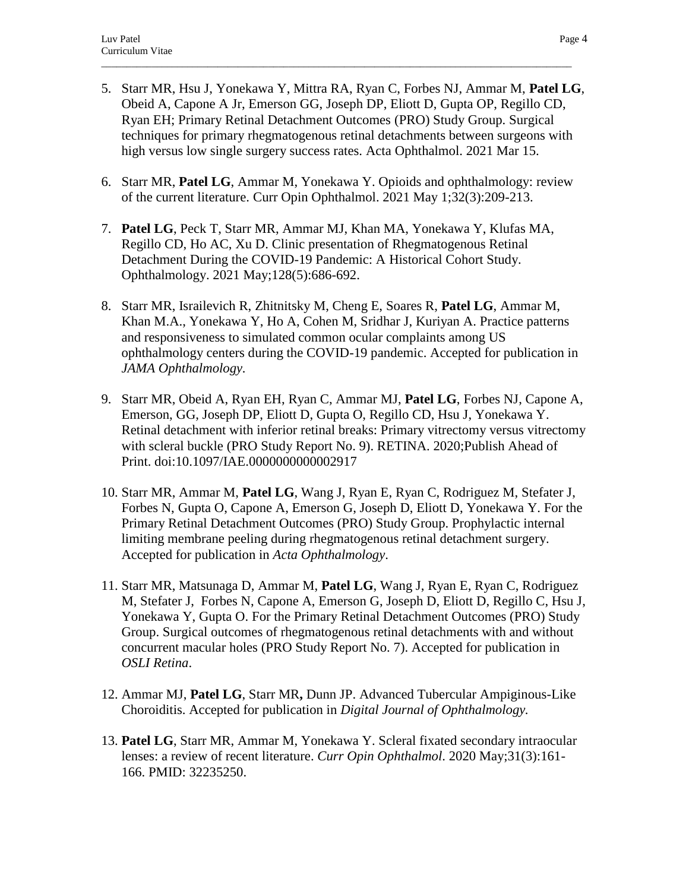5. Starr MR, Hsu J, Yonekawa Y, Mittra RA, Ryan C, Forbes NJ, Ammar M, **Patel LG**, Obeid A, Capone A Jr, Emerson GG, Joseph DP, Eliott D, Gupta OP, Regillo CD, Ryan EH; Primary Retinal Detachment Outcomes (PRO) Study Group. Surgical techniques for primary rhegmatogenous retinal detachments between surgeons with high versus low single surgery success rates. Acta Ophthalmol. 2021 Mar 15.

6. Starr MR, **Patel LG**, Ammar M, Yonekawa Y. Opioids and ophthalmology: review of the current literature. Curr Opin Ophthalmol. 2021 May 1;32(3):209-213.

7. **Patel LG**, Peck T, Starr MR, Ammar MJ, Khan MA, Yonekawa Y, Klufas MA, Regillo CD, Ho AC, Xu D. Clinic presentation of Rhegmatogenous Retinal Detachment During the COVID-19 Pandemic: A Historical Cohort Study. Ophthalmology. 2021 May;128(5):686-692.

8. Starr MR, Israilevich R, Zhitnitsky M, Cheng E, Soares R, **Patel LG**, Ammar M, Khan M.A., Yonekawa Y, Ho A, Cohen M, Sridhar J, Kuriyan A. Practice patterns and responsiveness to simulated common ocular complaints among US ophthalmology centers during the COVID-19 pandemic. Accepted for publication in *JAMA Ophthalmology*.

9. Starr MR, Obeid A, Ryan EH, Ryan C, Ammar MJ, **Patel LG**, Forbes NJ, Capone A, Emerson, GG, Joseph DP, Eliott D, Gupta O, Regillo CD, Hsu J, Yonekawa Y. Retinal detachment with inferior retinal breaks: Primary vitrectomy versus vitrectomy with scleral buckle (PRO Study Report No. 9). RETINA. 2020;Publish Ahead of Print. doi:10.1097/IAE.0000000000002917

10. Starr MR, Ammar M, **Patel LG**, Wang J, Ryan E, Ryan C, Rodriguez M, Stefater J, Forbes N, Gupta O, Capone A, Emerson G, Joseph D, Eliott D, Yonekawa Y. For the Primary Retinal Detachment Outcomes (PRO) Study Group. Prophylactic internal limiting membrane peeling during rhegmatogenous retinal detachment surgery. Accepted for publication in *Acta Ophthalmology*.

11. Starr MR, Matsunaga D, Ammar M, **Patel LG**, Wang J, Ryan E, Ryan C, Rodriguez M, Stefater J, Forbes N, Capone A, Emerson G, Joseph D, Eliott D, Regillo C, Hsu J, Yonekawa Y, Gupta O. For the Primary Retinal Detachment Outcomes (PRO) Study Group. Surgical outcomes of rhegmatogenous retinal detachments with and without concurrent macular holes (PRO Study Report No. 7). Accepted for publication in *OSLI Retina*.

12. Ammar MJ, **Patel LG**, Starr MR**,** Dunn JP. Advanced Tubercular Ampiginous-Like Choroiditis. Accepted for publication in *Digital Journal of Ophthalmology.*

13. **Patel LG**, Starr MR, Ammar M, Yonekawa Y. Scleral fixated secondary intraocular lenses: a review of recent literature. *Curr Opin Ophthalmol.* 2020 May;31(3):161-166. PMID: 32235250.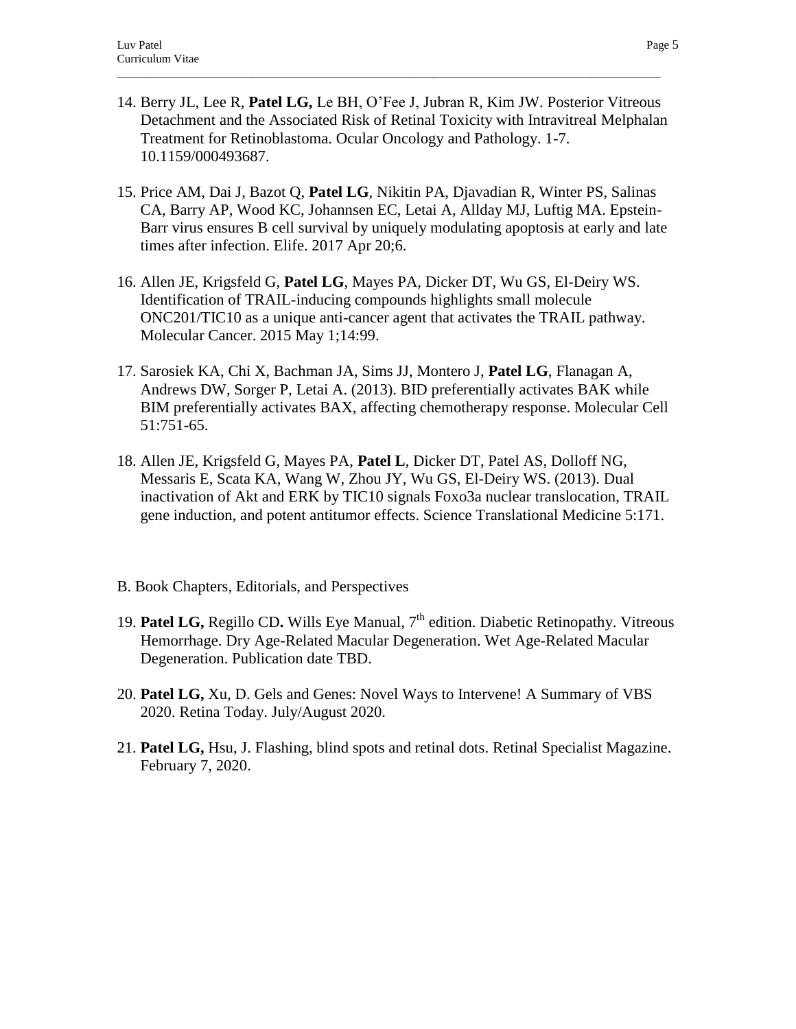14. Berry JL, Lee R, **Patel LG,** Le BH, O'Fee J, Jubran R, Kim JW. Posterior Vitreous Detachment and the Associated Risk of Retinal Toxicity with Intravitreal Melphalan Treatment for Retinoblastoma. Ocular Oncology and Pathology. 1-7. 10.1159/000493687.

15. Price AM, Dai J, Bazot Q, **Patel LG**, Nikitin PA, Djavadian R, Winter PS, Salinas CA, Barry AP, Wood KC, Johannsen EC, Letai A, Allday MJ, Luftig MA. Epstein-Barr virus ensures B cell survival by uniquely modulating apoptosis at early and late times after infection. Elife. 2017 Apr 20;6.

16. Allen JE, Krigsfeld G, **Patel LG**, Mayes PA, Dicker DT, Wu GS, El-Deiry WS. Identification of TRAIL-inducing compounds highlights small molecule ONC201/TIC10 as a unique anti-cancer agent that activates the TRAIL pathway. Molecular Cancer. 2015 May 1;14:99.

17. Sarosiek KA, Chi X, Bachman JA, Sims JJ, Montero J, **Patel LG**, Flanagan A, Andrews DW, Sorger P, Letai A. (2013). BID preferentially activates BAK while BIM preferentially activates BAX, affecting chemotherapy response. Molecular Cell 51:751-65.

18. Allen JE, Krigsfeld G, Mayes PA, **Patel L**, Dicker DT, Patel AS, Dolloff NG, Messaris E, Scata KA, Wang W, Zhou JY, Wu GS, El-Deiry WS. (2013). Dual inactivation of Akt and ERK by TIC10 signals Foxo3a nuclear translocation, TRAIL gene induction, and potent antitumor effects. Science Translational Medicine 5:171.

B. Book Chapters, Editorials, and Perspectives

19. **Patel LG,** Regillo CD**.** Wills Eye Manual, 7th edition. Diabetic Retinopathy. Vitreous Hemorrhage. Dry Age-Related Macular Degeneration. Wet Age-Related Macular Degeneration. Publication date TBD.

20. **Patel LG,** Xu, D. Gels and Genes: Novel Ways to Intervene! A Summary of VBS 2020. Retina Today. July/August 2020.

21. **Patel LG,** Hsu, J. Flashing, blind spots and retinal dots. Retinal Specialist Magazine. February 7, 2020.